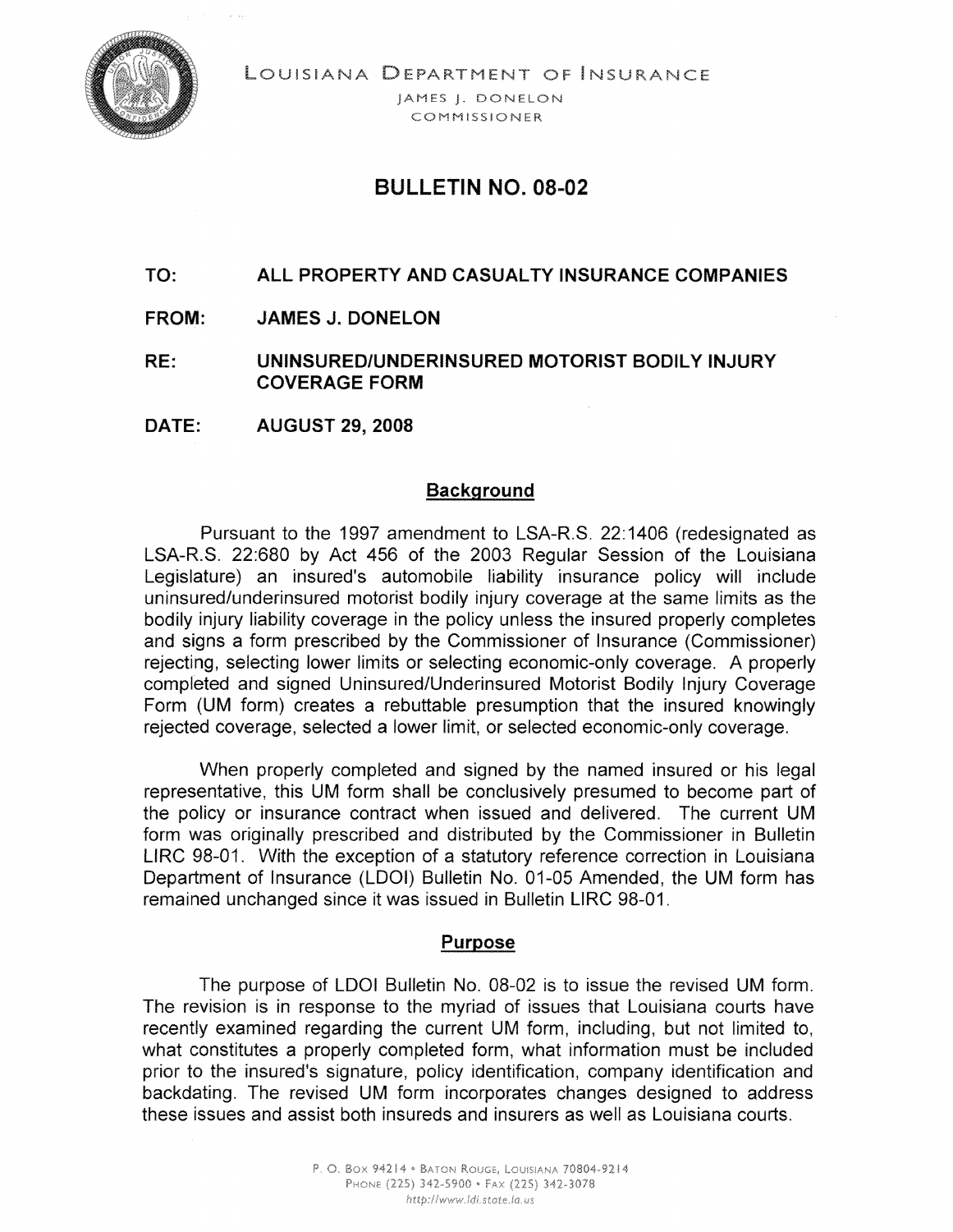LOUISIANA DEPARTMENT OF INSURANCE

JAMES J. DONELON

COMMISSIONER

# BULLETIN NO. 08-02

**TO:** ALL PROPERTY AND CASUALTY INSURANCE COMPANIES

**FROM:** JAMES J. DONELON

**RE:** UNINSURED/UNDERINSURED MOTORIST BODILY INJURY COVERAGE FORM

**DATE:** AUGUST 29, 2008

## Background

Pursuant to the 1997 amendment to LSA-R.S. 22:1406 (redesignated as LSA-R.S. 22:680 by Act 456 of the 2003 Regular Session of the Louisiana Legislature) an insured's automobile liability insurance policy will include uninsured/underinsured motorist bodily injury coverage at the same limits as the bodily injury liability coverage in the policy unless the insured properly completes and signs a form prescribed by the Commissioner of Insurance (Commissioner) rejecting, selecting lower limits or selecting economic-only coverage. A properly completed and signed Uninsured/Underinsured Motorist Bodily Injury Coverage Form (UM form) creates a rebuttable presumption that the insured knowingly rejected coverage, selected a lower limit, or selected economic-only coverage.

When properly completed and signed by the named insured or his legal representative, this UM form shall be conclusively presumed to become part of the policy or insurance contract when issued and delivered. The current UM form was originally prescribed and distributed by the Commissioner in Bulletin LIRC 98-01. With the exception of a statutory reference correction in Louisiana Department of Insurance (LDOI) Bulletin No. 01-05 Amended, the UM form has remained unchanged since it was issued in Bulletin LIRC 98-01.

## Purpose

The purpose of LDOI Bulletin No. 08-02 is to issue the revised UM form. The revision is in response to the myriad of issues that Louisiana courts have recently examined regarding the current UM form, including, but not limited to, what constitutes a properly completed form, what information must be included prior to the insured's signature, policy identification, company identification and backdating. The revised UM form incorporates changes designed to address these issues and assist both insureds and insurers as well as Louisiana courts.

P. O. Box 94214 • Baton Rouge, Louisiana 70804-9214
Phone (225) 342-5900 • Fax (225) 342-3078
http://www.ldi.state.la.us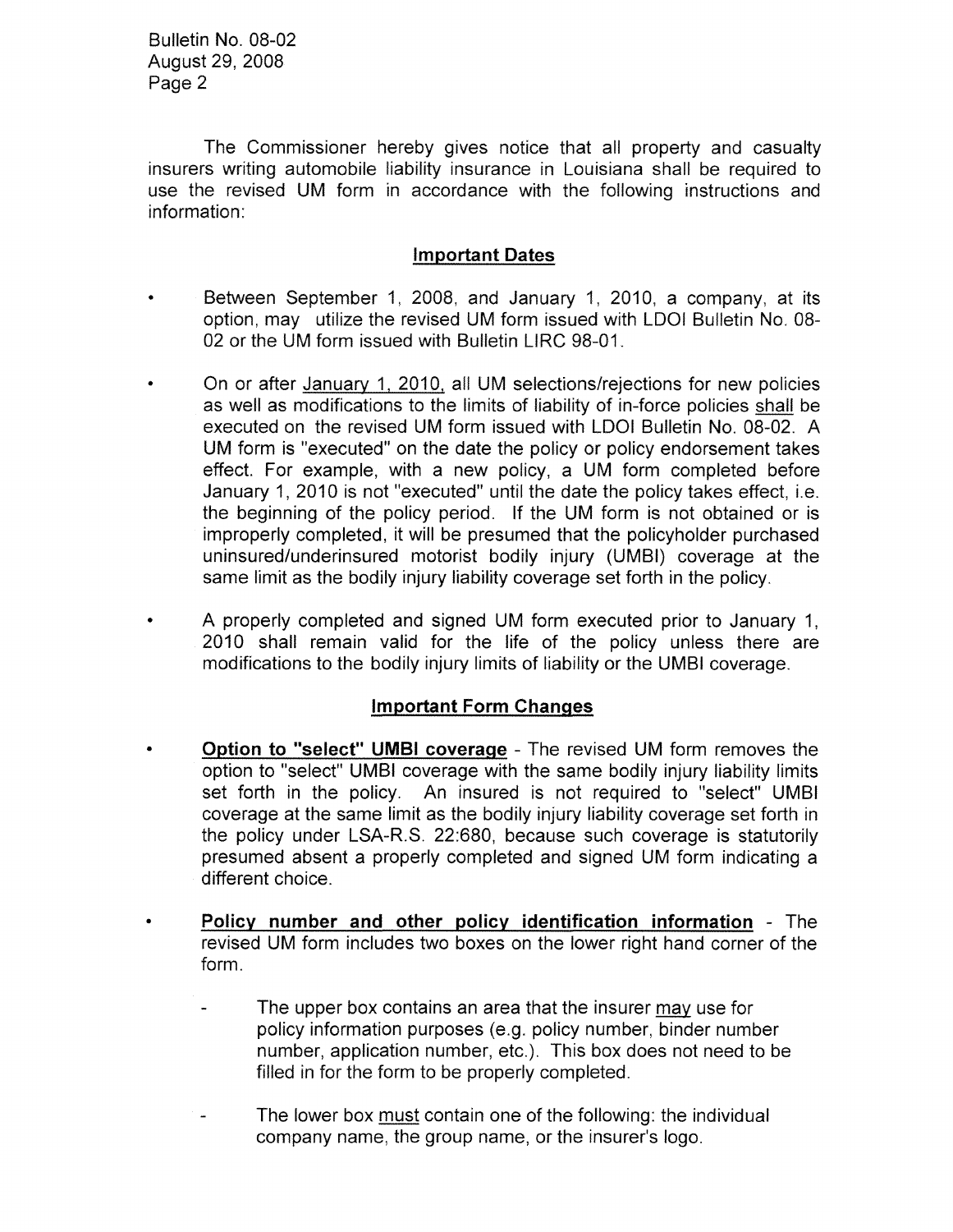The Commissioner hereby gives notice that all property and casualty insurers writing automobile liability insurance in Louisiana shall be required to use the revised UM form in accordance with the following instructions and information:

## Important Dates

- Between September 1, 2008, and January 1, 2010, a company, at its option, may utilize the revised UM form issued with LDOI Bulletin No. 08-02 or the UM form issued with Bulletin LIRC 98-01.
- On or after January 1, 2010, all UM selections/rejections for new policies as well as modifications to the limits of liability of in-force policies shall be executed on the revised UM form issued with LDOI Bulletin No. 08-02. A UM form is "executed" on the date the policy or policy endorsement takes effect. For example, with a new policy, a UM form completed before January 1, 2010 is not "executed" until the date the policy takes effect, i.e. the beginning of the policy period. If the UM form is not obtained or is improperly completed, it will be presumed that the policyholder purchased uninsured/underinsured motorist bodily injury (UMBI) coverage at the same limit as the bodily injury liability coverage set forth in the policy.
- A properly completed and signed UM form executed prior to January 1, 2010 shall remain valid for the life of the policy unless there are modifications to the bodily injury limits of liability or the UMBI coverage.

## Important Form Changes

- **Option to "select" UMBI coverage** - The revised UM form removes the option to "select" UMBI coverage with the same bodily injury liability limits set forth in the policy. An insured is not required to "select" UMBI coverage at the same limit as the bodily injury liability coverage set forth in the policy under LSA-R.S. 22:680, because such coverage is statutorily presumed absent a properly completed and signed UM form indicating a different choice.
- **Policy number and other policy identification information** - The revised UM form includes two boxes on the lower right hand corner of the form.
  - The upper box contains an area that the insurer may use for policy information purposes (e.g. policy number, binder number number, application number, etc.). This box does not need to be filled in for the form to be properly completed.
  - The lower box must contain one of the following: the individual company name, the group name, or the insurer's logo.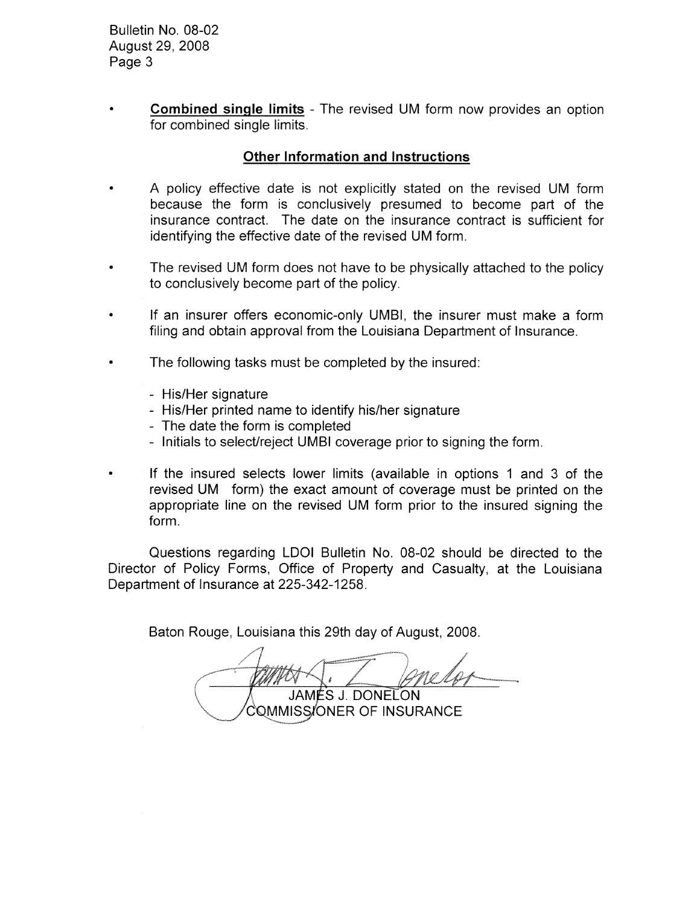- **Combined single limits** - The revised UM form now provides an option for combined single limits.

## Other Information and Instructions

- A policy effective date is not explicitly stated on the revised UM form because the form is conclusively presumed to become part of the insurance contract. The date on the insurance contract is sufficient for identifying the effective date of the revised UM form.

- The revised UM form does not have to be physically attached to the policy to conclusively become part of the policy.

- If an insurer offers economic-only UMBI, the insurer must make a form filing and obtain approval from the Louisiana Department of Insurance.

- The following tasks must be completed by the insured:

  - His/Her signature
  - His/Her printed name to identify his/her signature
  - The date the form is completed
  - Initials to select/reject UMBI coverage prior to signing the form.

- If the insured selects lower limits (available in options 1 and 3 of the revised UM form) the exact amount of coverage must be printed on the appropriate line on the revised UM form prior to the insured signing the form.

Questions regarding LDOI Bulletin No. 08-02 should be directed to the Director of Policy Forms, Office of Property and Casualty, at the Louisiana Department of Insurance at 225-342-1258.

Baton Rouge, Louisiana this 29th day of August, 2008.

JAMES J. DONELON
COMMISSIONER OF INSURANCE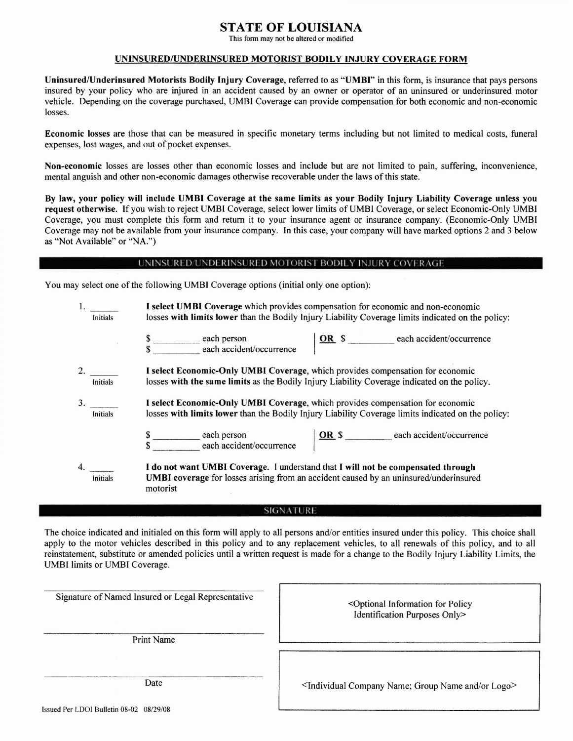# STATE OF LOUISIANA

This form may not be altered or modified

## UNINSURED/UNDERINSURED MOTORIST BODILY INJURY COVERAGE FORM

**Uninsured/Underinsured Motorists Bodily Injury Coverage**, referred to as "**UMBI**" in this form, is insurance that pays persons insured by your policy who are injured in an accident caused by an owner or operator of an uninsured or underinsured motor vehicle. Depending on the coverage purchased, UMBI Coverage can provide compensation for both economic and non-economic losses.

**Economic losses** are those that can be measured in specific monetary terms including but not limited to medical costs, funeral expenses, lost wages, and out of pocket expenses.

**Non-economic** losses are losses other than economic losses and include but are not limited to pain, suffering, inconvenience, mental anguish and other non-economic damages otherwise recoverable under the laws of this state.

**By law, your policy will include UMBI Coverage at the same limits as your Bodily Injury Liability Coverage unless you request otherwise.** If you wish to reject UMBI Coverage, select lower limits of UMBI Coverage, or select Economic-Only UMBI Coverage, you must complete this form and return it to your insurance agent or insurance company. (Economic-Only UMBI Coverage may not be available from your insurance company. In this case, your company will have marked options 2 and 3 below as "Not Available" or "NA.")

### UNINSURED/UNDERINSURED MOTORIST BODILY INJURY COVERAGE

You may select one of the following UMBI Coverage options (initial only one option):

1. ______ Initials — **I select UMBI Coverage** which provides compensation for economic and non-economic losses **with limits lower** than the Bodily Injury Liability Coverage limits indicated on the policy:

   $ __________ each person
   $ __________ each accident/occurrence
   **OR** $ __________ each accident/occurrence

2. ______ Initials — **I select Economic-Only UMBI Coverage**, which provides compensation for economic losses **with the same limits** as the Bodily Injury Liability Coverage indicated on the policy.

3. ______ Initials — **I select Economic-Only UMBI Coverage**, which provides compensation for economic losses **with limits lower** than the Bodily Injury Liability Coverage limits indicated on the policy:

   $ __________ each person
   $ __________ each accident/occurrence
   **OR** $ __________ each accident/occurrence

4. ______ Initials — **I do not want UMBI Coverage.** I understand that **I will not be compensated through UMBI coverage** for losses arising from an accident caused by an uninsured/underinsured motorist

### SIGNATURE

The choice indicated and initialed on this form will apply to all persons and/or entities insured under this policy. This choice shall apply to the motor vehicles described in this policy and to any replacement vehicles, to all renewals of this policy, and to all reinstatement, substitute or amended policies until a written request is made for a change to the Bodily Injury Liability Limits, the UMBI limits or UMBI Coverage.

______________________________
Signature of Named Insured or Legal Representative

______________________________
Print Name

______________________________
Date

<Optional Information for Policy Identification Purposes Only>

<Individual Company Name; Group Name and/or Logo>

Issued Per LDOI Bulletin 08-02 08/29/08